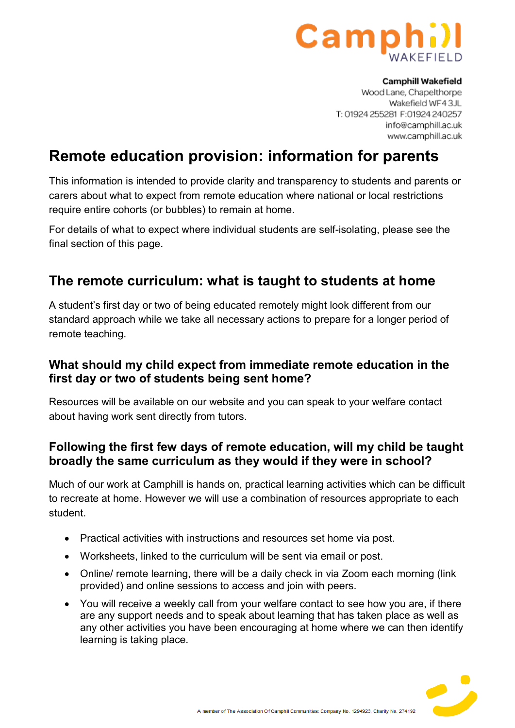**Camphill Wakefield**
Wood Lane, Chapelthorpe
Wakefield WF4 3JL
T: 01924 255281 F:01924 240257
info@camphill.ac.uk
www.camphill.ac.uk

# Remote education provision: information for parents

This information is intended to provide clarity and transparency to students and parents or carers about what to expect from remote education where national or local restrictions require entire cohorts (or bubbles) to remain at home.

For details of what to expect where individual students are self-isolating, please see the final section of this page.

## The remote curriculum: what is taught to students at home

A student's first day or two of being educated remotely might look different from our standard approach while we take all necessary actions to prepare for a longer period of remote teaching.

### What should my child expect from immediate remote education in the first day or two of students being sent home?

Resources will be available on our website and you can speak to your welfare contact about having work sent directly from tutors.

### Following the first few days of remote education, will my child be taught broadly the same curriculum as they would if they were in school?

Much of our work at Camphill is hands on, practical learning activities which can be difficult to recreate at home. However we will use a combination of resources appropriate to each student.

- Practical activities with instructions and resources set home via post.
- Worksheets, linked to the curriculum will be sent via email or post.
- Online/ remote learning, there will be a daily check in via Zoom each morning (link provided) and online sessions to access and join with peers.
- You will receive a weekly call from your welfare contact to see how you are, if there are any support needs and to speak about learning that has taken place as well as any other activities you have been encouraging at home where we can then identify learning is taking place.

A member of The Association Of Camphill Communities. Company No. 1294923. Charity No. 274192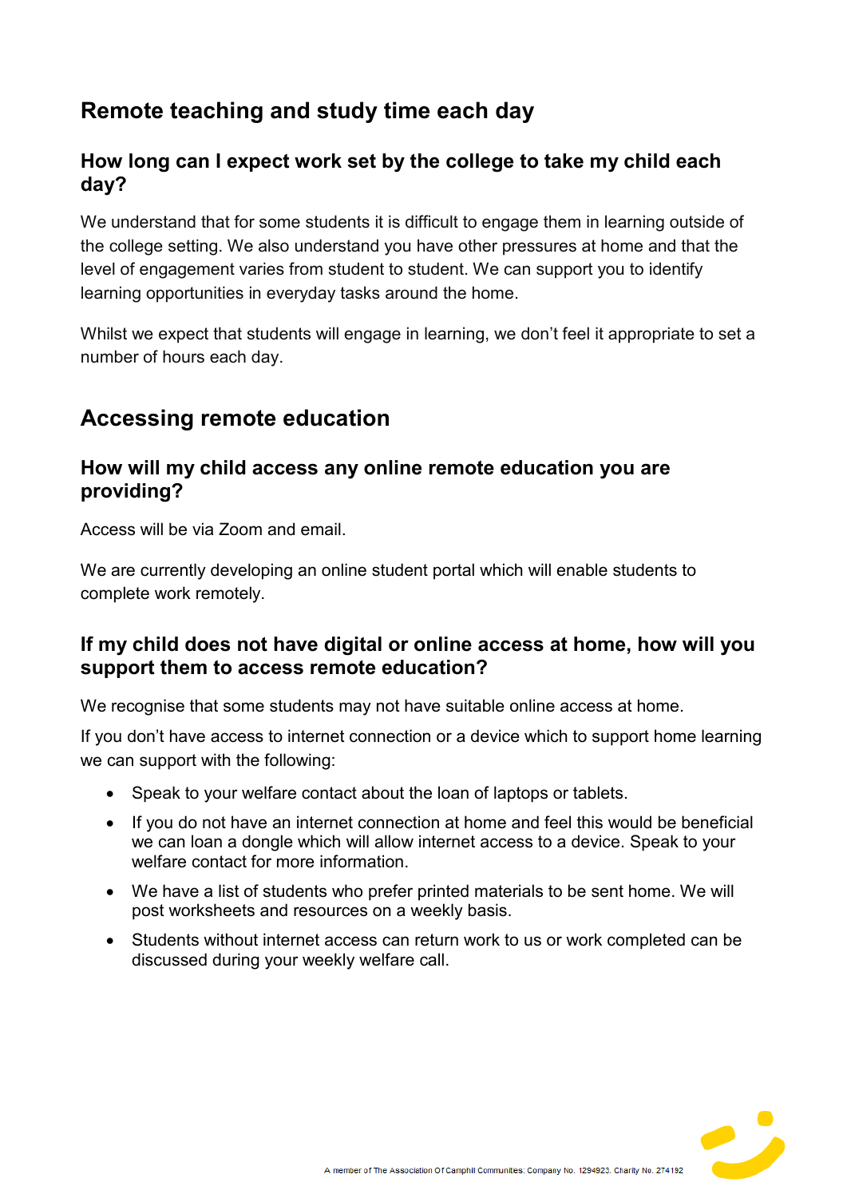## Remote teaching and study time each day

### How long can I expect work set by the college to take my child each day?

We understand that for some students it is difficult to engage them in learning outside of the college setting. We also understand you have other pressures at home and that the level of engagement varies from student to student. We can support you to identify learning opportunities in everyday tasks around the home.

Whilst we expect that students will engage in learning, we don't feel it appropriate to set a number of hours each day.

## Accessing remote education

### How will my child access any online remote education you are providing?

Access will be via Zoom and email.

We are currently developing an online student portal which will enable students to complete work remotely.

### If my child does not have digital or online access at home, how will you support them to access remote education?

We recognise that some students may not have suitable online access at home.

If you don't have access to internet connection or a device which to support home learning we can support with the following:

- Speak to your welfare contact about the loan of laptops or tablets.
- If you do not have an internet connection at home and feel this would be beneficial we can loan a dongle which will allow internet access to a device. Speak to your welfare contact for more information.
- We have a list of students who prefer printed materials to be sent home. We will post worksheets and resources on a weekly basis.
- Students without internet access can return work to us or work completed can be discussed during your weekly welfare call.

A member of The Association Of Camphill Communities: Company No. 1294923. Charity No. 274192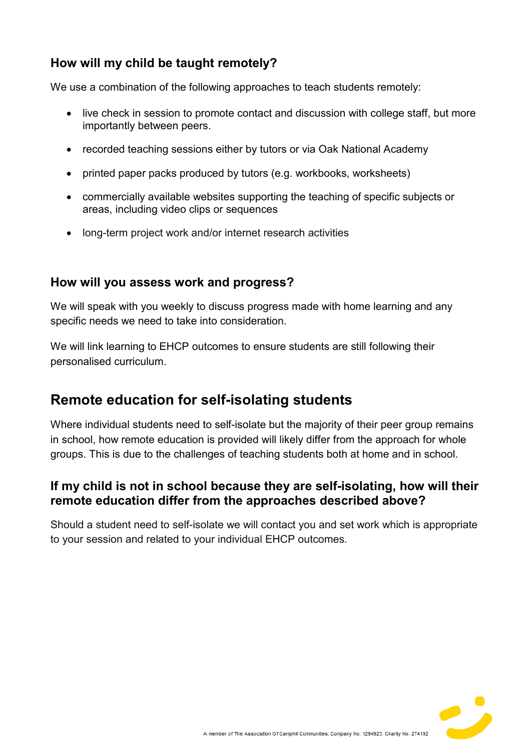### How will my child be taught remotely?

We use a combination of the following approaches to teach students remotely:

- live check in session to promote contact and discussion with college staff, but more importantly between peers.
- recorded teaching sessions either by tutors or via Oak National Academy
- printed paper packs produced by tutors (e.g. workbooks, worksheets)
- commercially available websites supporting the teaching of specific subjects or areas, including video clips or sequences
- long-term project work and/or internet research activities

### How will you assess work and progress?

We will speak with you weekly to discuss progress made with home learning and any specific needs we need to take into consideration.

We will link learning to EHCP outcomes to ensure students are still following their personalised curriculum.

## Remote education for self-isolating students

Where individual students need to self-isolate but the majority of their peer group remains in school, how remote education is provided will likely differ from the approach for whole groups. This is due to the challenges of teaching students both at home and in school.

### If my child is not in school because they are self-isolating, how will their remote education differ from the approaches described above?

Should a student need to self-isolate we will contact you and set work which is appropriate to your session and related to your individual EHCP outcomes.